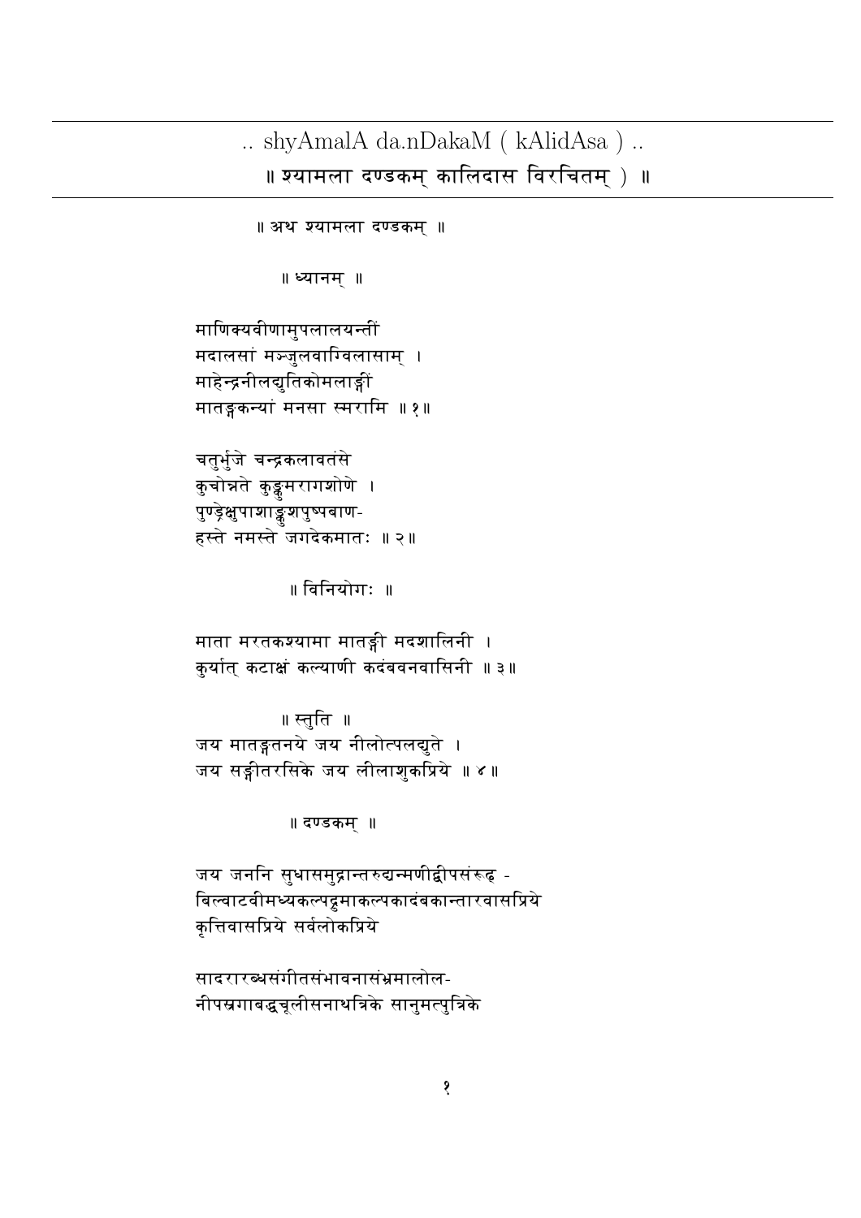# .. shyAmalA da.nDakaM ( kAlidAsa ) ..

# ॥ श्यामला दण्डकम् कालिदास विरचितम् ) ॥

॥ अथ श्यामला दण्डकम् ॥

॥ ध्यानम् ॥

माणिक्यवीणामुपलालयन्तीं
मदालसां मञ्जुलवाग्विलासाम् ।
माहेन्द्रनीलद्युतिकोमलाङ्गीं
मातङ्गकन्यां मनसा स्मरामि ॥१॥

चतुर्भुजे चन्द्रकलावतंसे
कुचोन्नते कुङ्कुमरागशोणे ।
पुण्ड्रेक्षुपाशाङ्कुशपुष्पबाण-
हस्ते नमस्ते जगदेकमातः ॥२॥

॥ विनियोगः ॥

माता मरतकश्यामा मातङ्गी मदशालिनी ।
कुर्यात् कटाक्षं कल्याणी कदंबवनवासिनी ॥३॥

॥ स्तुति ॥

जय मातङ्गतनये जय नीलोत्पलद्युते ।
जय सङ्गीतरसिके जय लीलाशुकप्रिये ॥४॥

॥ दण्डकम् ॥

जय जननि सुधासमुद्रान्तरुद्यन्मणीद्वीपसंरूढ -
बिल्वाटवीमध्यकल्पद्रुमाकल्पकादंबकान्तारवासप्रिये
कृत्तिवासप्रिये सर्वलोकप्रिये

सादरारब्धसंगीतसंभावनासंभ्रमालोल-
नीपस्रगाबद्धचूलीसनाथत्रिके सानुमत्पुत्रिके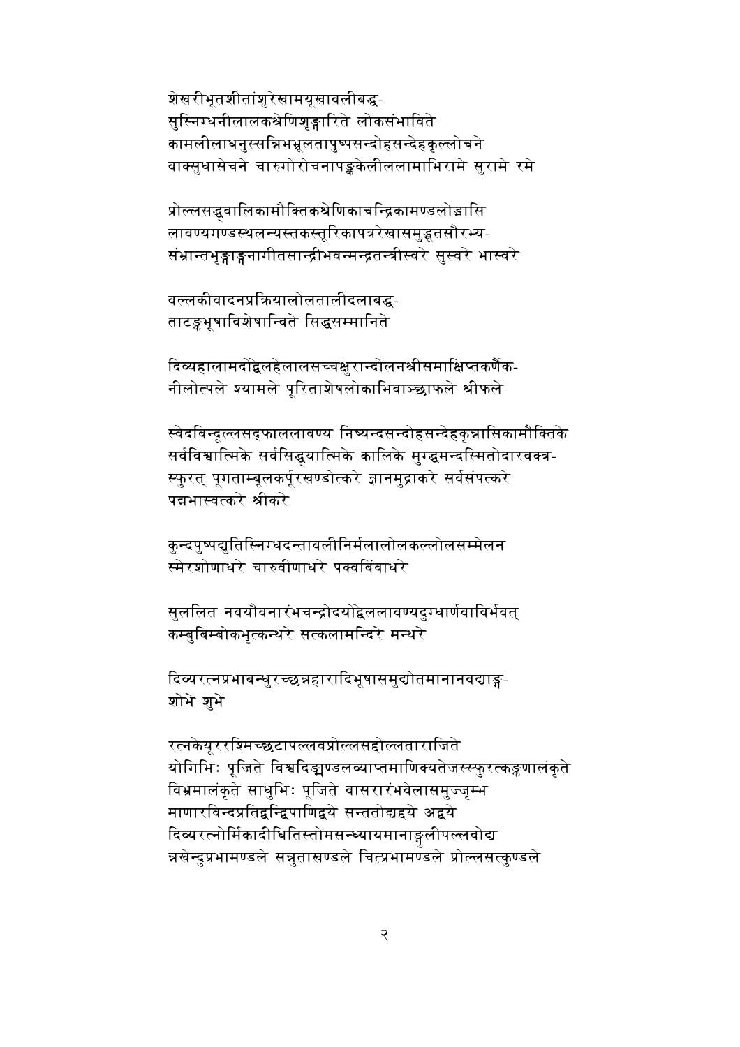शेखरीभूतशीतांशुरेखामयूखावलीबद्ध-
सुस्निग्धनीलालकश्रेणिशृङ्गारिते लोकसंभाविते
कामलीलाधनुस्सन्निभभ्रूलतापुष्पसन्दोहसन्देहकृल्लोचने
वाक्सुधासेचने चारुगोरोचनापङ्ककेलीललामाभिरामे सुरामे रमे

प्रोल्लसद्ध्वालिकामौक्तिकश्रेणिकाचन्द्रिकामण्डलोद्भासि
लावण्यगण्डस्थलन्यस्तकस्तूरिकापत्ररेखासमुद्भूतसौरभ्य-
संभ्रान्तभृङ्गाङ्गनागीतसान्द्रीभवन्मन्द्रतन्त्रीस्वरे सुस्वरे भास्वरे

वल्लकीवादनप्रक्रियालोलतालीदलाबद्ध-
ताटङ्कभूषाविशेषान्विते सिद्धसम्मानिते

दिव्यहालामदोद्वेलहेलालसच्चक्षुरान्दोलनश्रीसमाक्षिप्तकर्णैक-
नीलोत्पले श्यामले पूरिताशेषलोकाभिवाञ्छाफले श्रीफले

स्वेदबिन्दूल्लसद्फाललावण्य निष्यन्दसन्दोहसन्देहकृन्नासिकामौक्तिके
सर्वविश्वात्मिके सर्वसिद्ध्यात्मिके कालिके मुग्द्धमन्दस्मितोदारवक्त्र-
स्फुरत् पूगताम्बूलकर्पूरखण्डोत्करे ज्ञानमुद्राकरे सर्वसंपत्करे
पद्मभास्वत्करे श्रीकरे

कुन्दपुष्पद्युतिस्निग्धदन्तावलीनिर्मलालोलकल्लोलसम्मेलन
स्मेरशोणाधरे चारुवीणाधरे पक्वबिंबाधरे

सुललित नवयौवनारंभचन्द्रोदयोद्वेललावण्यदुग्धार्णवाविर्भवत्
कम्बुबिम्बोकभृत्कन्थरे सत्कलामन्दिरे मन्थरे

दिव्यरत्नप्रभाबन्धुरच्छन्नहारादिभूषासमुद्योतमानानवद्याङ्ग-
शोभे शुभे

रत्नकेयूररश्मिच्छटापल्लवप्रोल्लसद्दोल्लताराजिते
योगिभिः पूजिते विश्वदिङ्मण्डलव्याप्तमाणिक्यतेजस्स्फुरत्कङ्कणालंकृते
विभ्रमालंकृते साधुभिः पूजिते वासरारंभवेलासमुज्जृम्भ
माणारविन्दप्रतिद्वन्द्विपाणिद्वये सन्ततोद्यद्दये अद्वये
दिव्यरत्नोर्मिकादीधितिस्तोमसन्ध्यायमानाङ्गुलीपल्लवोद्य
न्नखेन्दुप्रभामण्डले सन्नुताखण्डले चित्प्रभामण्डले प्रोल्लसत्कुण्डले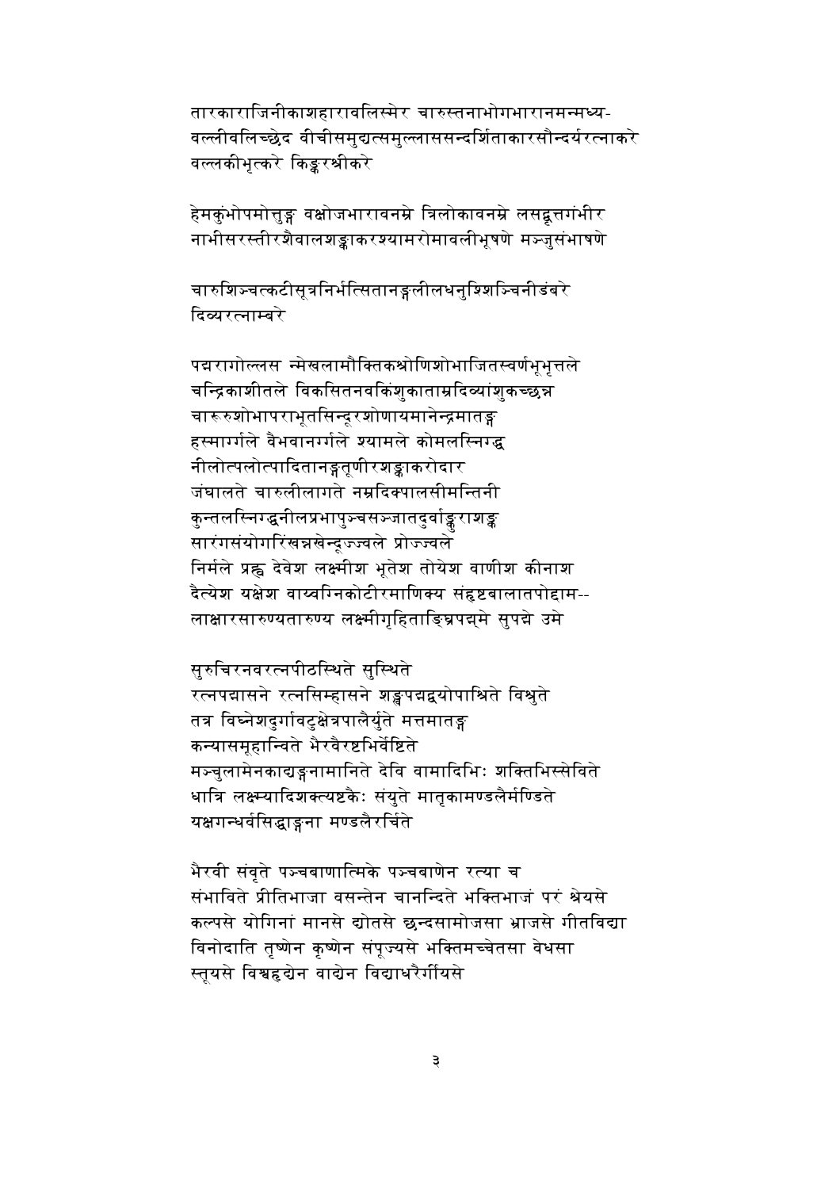तारकाराजिनीकाशहारावलिस्मेर चारुस्तनाभोगभारानमन्मध्य-
वल्लीवलिच्छेद वीचीसमुद्यत्समुल्लाससन्दर्शिताकारसौन्दर्यरत्नाकरे
वल्लकीभृत्करे किङ्करश्रीकरे

हेमकुंभोपमोत्तुङ्ग वक्षोजभारावनम्रे त्रिलोकावनम्रे लसद्वृत्तगंभीर
नाभीसरस्तीरशैवालशङ्काकरश्यामरोमावलीभूषणे मञ्जुसंभाषणे

चारुशिञ्चत्कटीसूत्रनिर्भत्सितानङ्गलीलधनुश्शिञ्चिनीडंबरे
दिव्यरत्नाम्बरे

पद्मरागोल्लस न्मेखलामौक्तिकश्रोणिशोभाजितस्वर्णभूभृत्तले
चन्द्रिकाशीतले विकसितनवकिंशुकाताम्रदिव्यांशुकच्छन्न
चारूरुशोभापराभूतसिन्दूरशोणायमानेन्द्रमातङ्ग
हस्मार्गले वैभवानर्गले श्यामले कोमलस्निग्ध
नीलोत्पलोत्पादितानङ्गतूणीरशङ्काकरोदार
जंघालते चारुलीलागते नम्रदिक्पालसीमन्तिनी
कुन्तलस्निग्धनीलप्रभापुञ्चसञ्जातदुर्वाङ्कुराशङ्क
सारंगसंयोगरिंखन्नखेन्दूज्ज्वले प्रोज्ज्वले
निर्मले प्रह्व देवेश लक्ष्मीश भूतेश तोयेश वाणीश कीनाश
दैत्येश यक्षेश वाय्वग्निकोटीरमाणिक्य संहृष्टबालातपोद्दाम--
लाक्षारसारुण्यतारुण्य लक्ष्मीगृहिताङ्घ्रिपद्मे सुपद्मे उमे

सुरुचिरनवरत्नपीठस्थिते सुस्थिते
रत्नपद्मासने रत्नसिम्हासने शङ्खपद्मद्वयोपाश्रिते विश्रुते
तत्र विघ्नेशदुर्गावटुक्षेत्रपालैर्युते मत्तमातङ्ग
कन्यासमूहान्विते भैरवैरष्टभिर्वेष्टिते
मञ्चुलामेनकाद्यङ्गनामानिते देवि वामादिभिः शक्तिभिस्सेविते
धात्रि लक्ष्म्यादिशक्त्यष्टकैः संयुते मातृकामण्डलैर्मण्डिते
यक्षगन्धर्वसिद्धाङ्गना मण्डलैरर्चिते

भैरवी संवृते पञ्चबाणात्मिके पञ्चबाणेन रत्या च
संभाविते प्रीतिभाजा वसन्तेन चानन्दिते भक्तिभाजं परं श्रेयसे
कल्पसे योगिनां मानसे द्योतसे छन्दसामोजसा भ्राजसे गीतविद्या
विनोदाति तृष्णेन कृष्णेन संपूज्यसे भक्तिमच्चेतसा वेधसा
स्तूयसे विश्वहृद्येन वाद्येन विद्याधरैर्गीयसे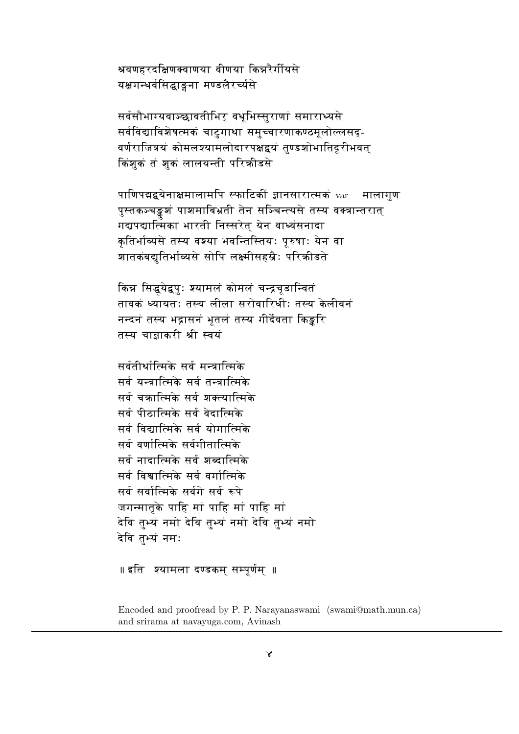श्रवणहरदक्षिणक्वाणया वीणया किन्नरैर्गीयसे
यक्षगन्धर्वसिद्धाङ्गना मण्डलैरर्च्यसे

सर्वसौभाग्यवाञ्छावतीभिर् वधूभिस्सुराणां समाराध्यसे
सर्वविद्याविशेषत्मकं चाटुगाथा समुच्चारणाकण्ठमूलोल्लसद्-
वर्णराजित्रयं कोमलश्यामलोदारपक्षद्वयं तुण्डशोभातिदूरीभवत्
किंशुकं तं शुकं लालयन्ती परिक्रीडसे

पाणिपद्मद्वयेनाक्षमालामपि स्फाटिकीं ज्ञानसारात्मकं var मालागुण
पुस्तकञ्चङ्कुशं पाशमाबिभ्रती तेन सञ्चिन्त्यसे तस्य वक्त्रान्तरात्
गद्यपद्यात्मिका भारती निस्सरेत् येन वाध्वंसनादा
कृतिर्भाव्यसे तस्य वश्या भवन्तिस्तियः पूरुषाः येन वा
शातकंबद्युतिर्भाव्यसे सोपि लक्ष्मीसहस्रैः परिक्रीडते

किन्न सिद्ध्येद्वपुः श्यामलं कोमलं चन्द्रचूडान्वितं
तावकं ध्यायतः तस्य लीला सरोवारिधीः तस्य केलीवनं
नन्दनं तस्य भद्रासनं भूतलं तस्य गीर्देवता किङ्करि
तस्य चाज्ञाकरी श्री स्वयं

सर्वतीर्थात्मिके सर्व मन्त्रात्मिके
सर्व यन्त्रात्मिके सर्व तन्त्रात्मिके
सर्व चक्रात्मिके सर्व शक्त्यात्मिके
सर्व पीठात्मिके सर्व वेदात्मिके
सर्व विद्यात्मिके सर्व योगात्मिके
सर्व वर्णात्मिके सर्वगीतात्मिके
सर्व नादात्मिके सर्व शब्दात्मिके
सर्व विश्वात्मिके सर्व वर्गात्मिके
सर्व सर्वात्मिके सर्वगे सर्व रूपे
जगन्मातृके पाहि मां पाहि मां पाहि मां
देवि तुभ्यं नमो देवि तुभ्यं नमो देवि तुभ्यं नमो
देवि तुभ्यं नमः

॥ इति श्यामला दण्डकम् सम्पूर्णम् ॥

Encoded and proofread by P. P. Narayanaswami (swami@math.mun.ca)
and srirama at navayuga.com, Avinash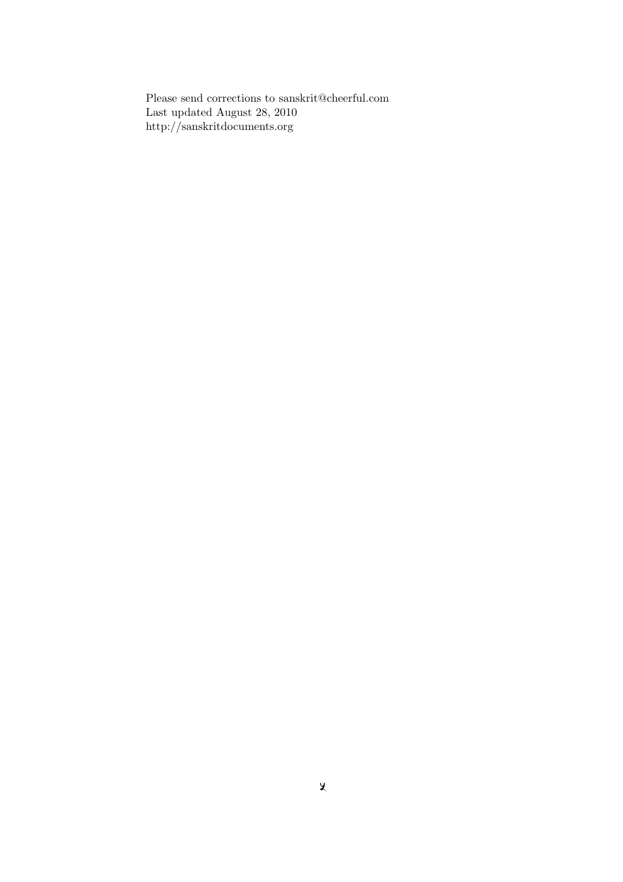Please send corrections to sanskrit@cheerful.com
Last updated August 28, 2010
http://sanskritdocuments.org